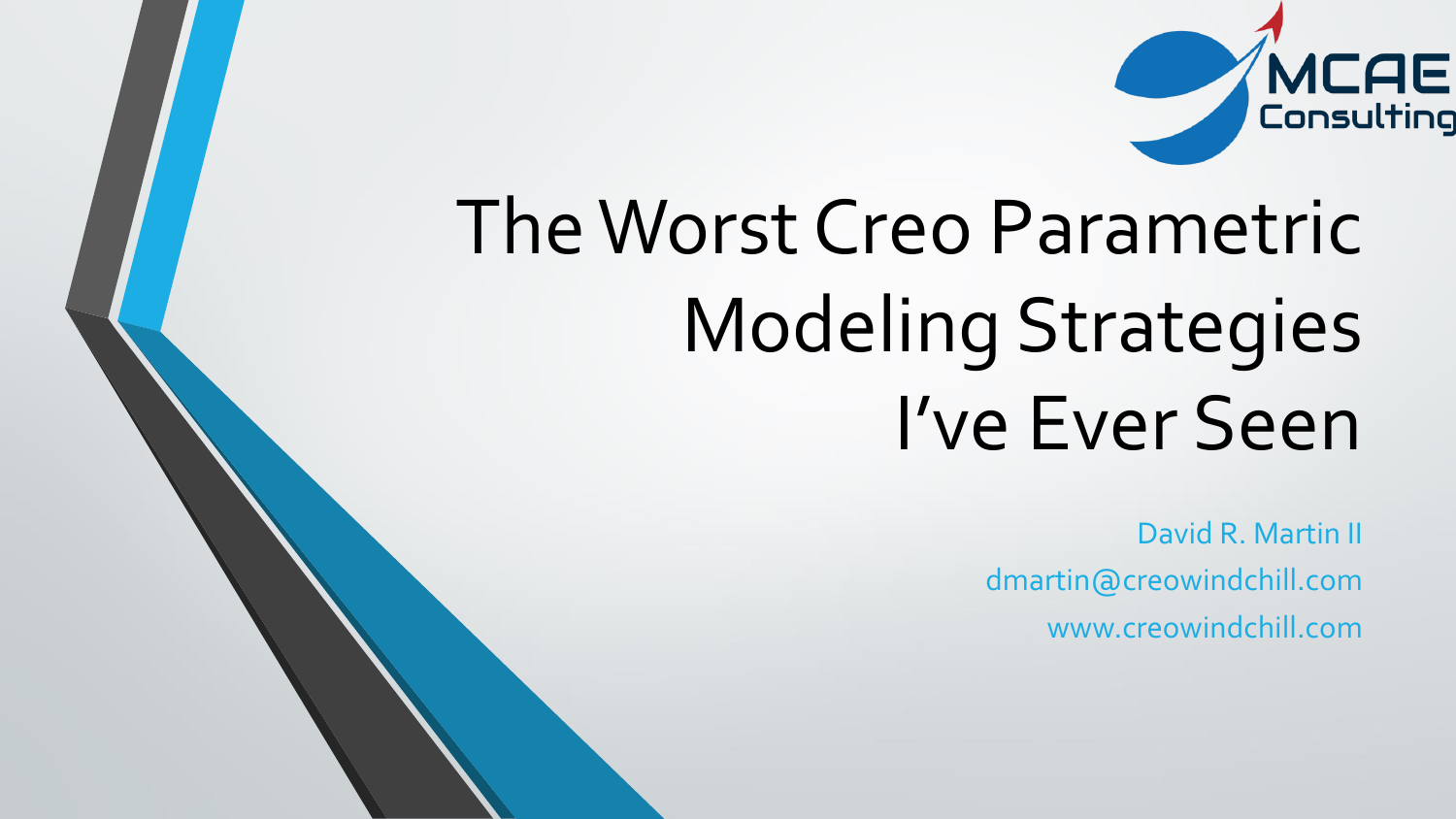# The Worst Creo Parametric Modeling Strategies I've Ever Seen

David R. Martin II

dmartin@creowindchill.com

www.creowindchill.com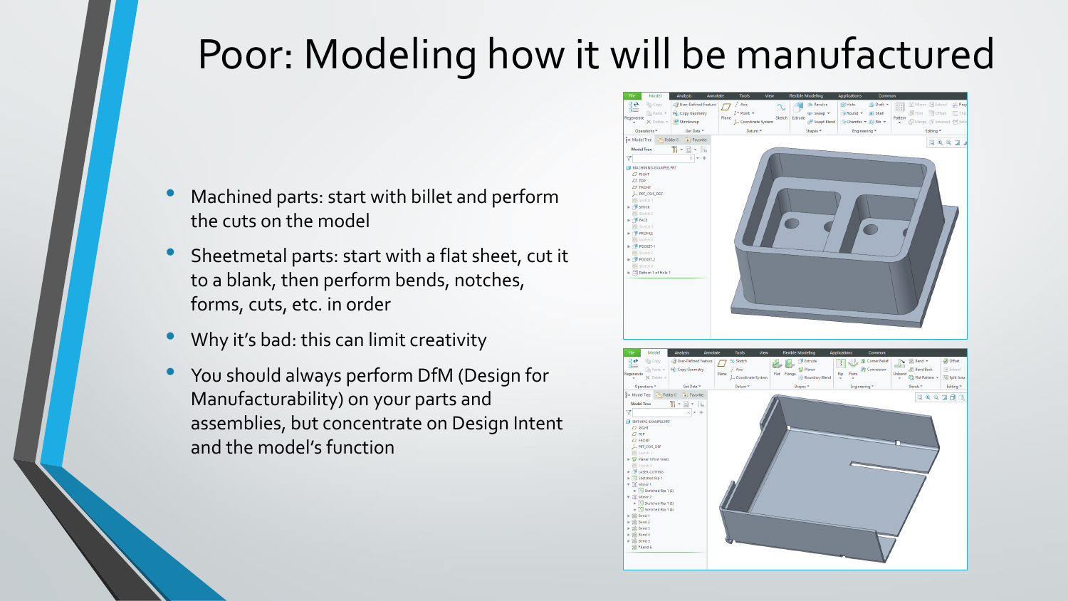# Poor: Modeling how it will be manufactured

- Machined parts: start with billet and perform the cuts on the model
- Sheetmetal parts: start with a flat sheet, cut it to a blank, then perform bends, notches, forms, cuts, etc. in order
- Why it's bad: this can limit creativity
- You should always perform DfM (Design for Manufacturability) on your parts and assemblies, but concentrate on Design Intent and the model's function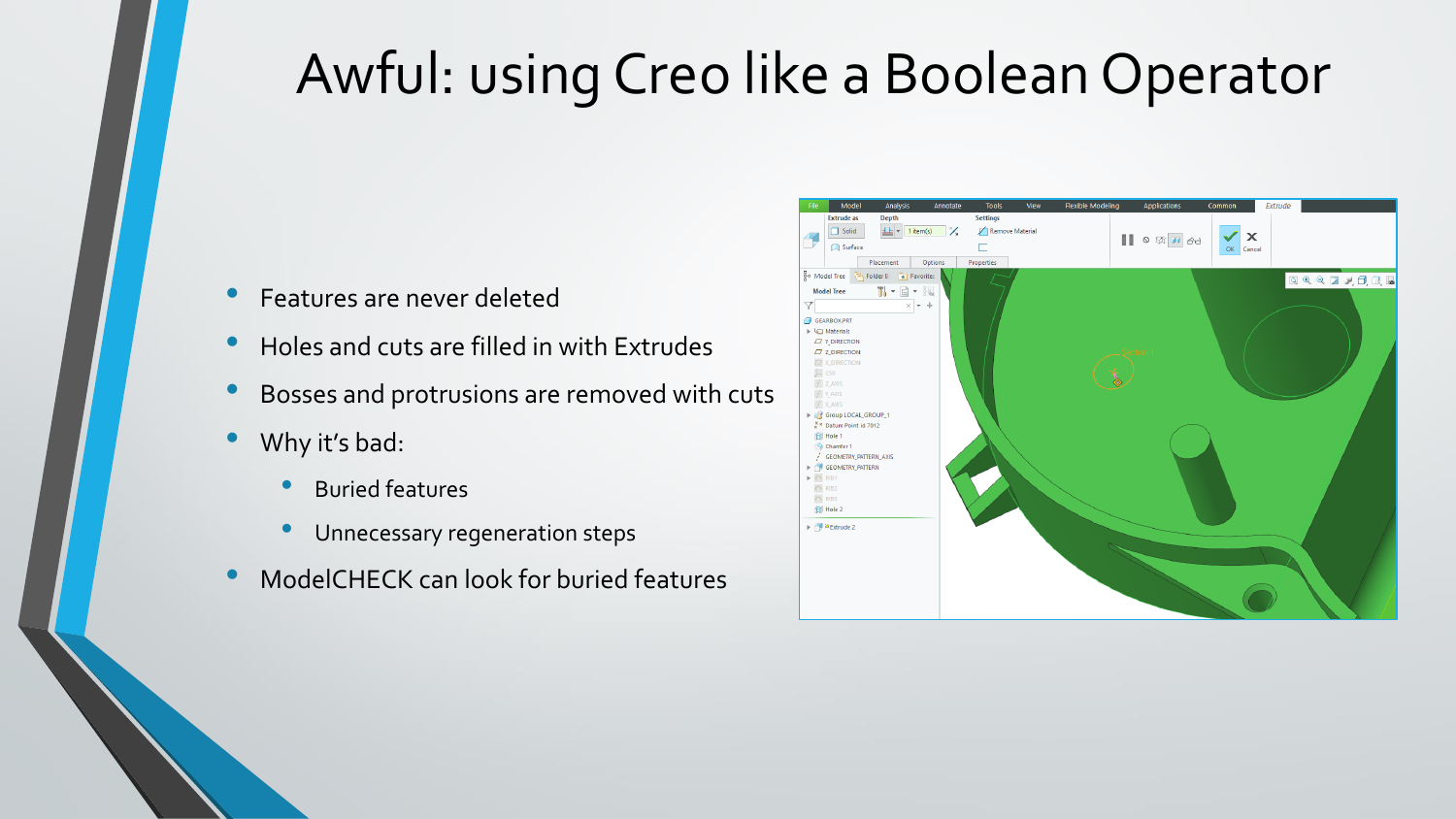# Awful: using Creo like a Boolean Operator

- Features are never deleted
- Holes and cuts are filled in with Extrudes
- Bosses and protrusions are removed with cuts
- Why it's bad:
  - Buried features
  - Unnecessary regeneration steps
- ModelCHECK can look for buried features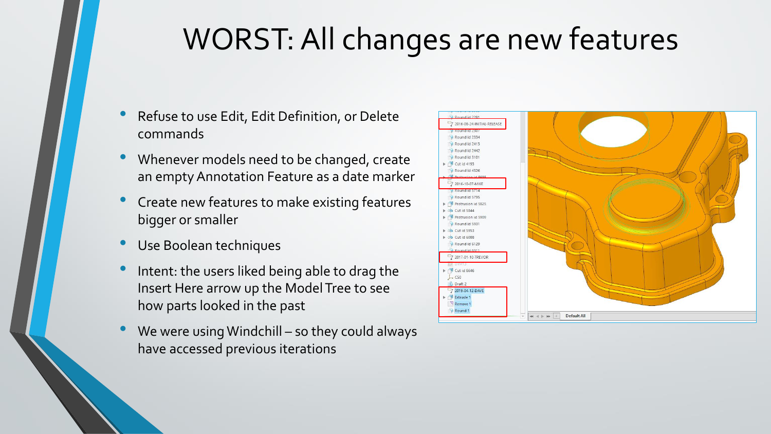# WORST: All changes are new features

- Refuse to use Edit, Edit Definition, or Delete commands
- Whenever models need to be changed, create an empty Annotation Feature as a date marker
- Create new features to make existing features bigger or smaller
- Use Boolean techniques
- Intent: the users liked being able to drag the Insert Here arrow up the Model Tree to see how parts looked in the past
- We were using Windchill – so they could always have accessed previous iterations